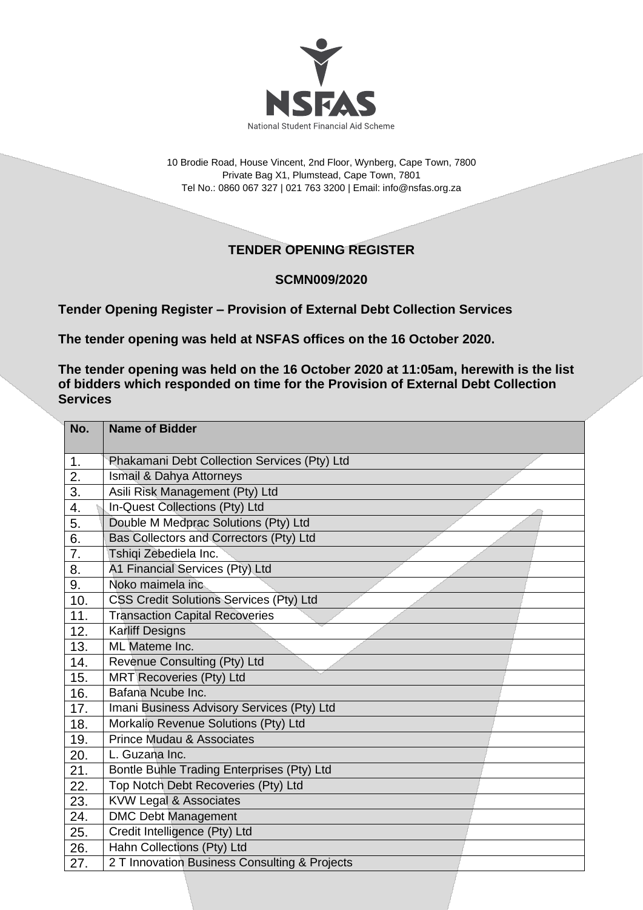NSFAS

National Student Financial Aid Scheme

10 Brodie Road, House Vincent, 2nd Floor, Wynberg, Cape Town, 7800
Private Bag X1, Plumstead, Cape Town, 7801
Tel No.: 0860 067 327 | 021 763 3200 | Email: info@nsfas.org.za

## TENDER OPENING REGISTER

### SCMN009/2020

**Tender Opening Register – Provision of External Debt Collection Services**

**The tender opening was held at NSFAS offices on the 16 October 2020.**

**The tender opening was held on the 16 October 2020 at 11:05am, herewith is the list of bidders which responded on time for the Provision of External Debt Collection Services**

| No. | Name of Bidder |
|---|---|
| 1. | Phakamani Debt Collection Services (Pty) Ltd |
| 2. | Ismail & Dahya Attorneys |
| 3. | Asili Risk Management (Pty) Ltd |
| 4. | In-Quest Collections (Pty) Ltd |
| 5. | Double M Medprac Solutions (Pty) Ltd |
| 6. | Bas Collectors and Correctors (Pty) Ltd |
| 7. | Tshiqi Zebediela Inc. |
| 8. | A1 Financial Services (Pty) Ltd |
| 9. | Noko maimela inc |
| 10. | CSS Credit Solutions Services (Pty) Ltd |
| 11. | Transaction Capital Recoveries |
| 12. | Karliff Designs |
| 13. | ML Mateme Inc. |
| 14. | Revenue Consulting (Pty) Ltd |
| 15. | MRT Recoveries (Pty) Ltd |
| 16. | Bafana Ncube Inc. |
| 17. | Imani Business Advisory Services (Pty) Ltd |
| 18. | Morkalio Revenue Solutions (Pty) Ltd |
| 19. | Prince Mudau & Associates |
| 20. | L. Guzana Inc. |
| 21. | Bontle Buhle Trading Enterprises (Pty) Ltd |
| 22. | Top Notch Debt Recoveries (Pty) Ltd |
| 23. | KVW Legal & Associates |
| 24. | DMC Debt Management |
| 25. | Credit Intelligence (Pty) Ltd |
| 26. | Hahn Collections (Pty) Ltd |
| 27. | 2 T Innovation Business Consulting & Projects |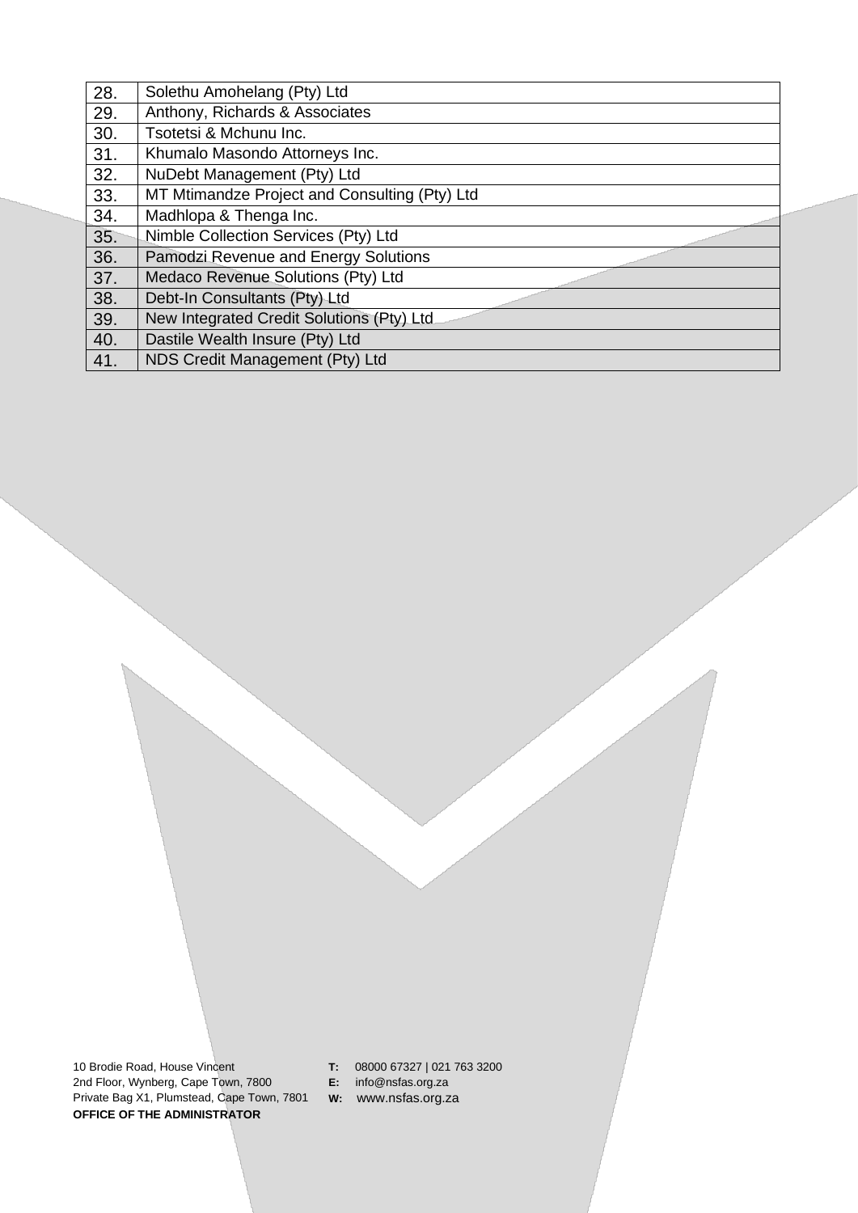| | |
|---|---|
| 28. | Solethu Amohelang (Pty) Ltd |
| 29. | Anthony, Richards & Associates |
| 30. | Tsotetsi & Mchunu Inc. |
| 31. | Khumalo Masondo Attorneys Inc. |
| 32. | NuDebt Management (Pty) Ltd |
| 33. | MT Mtimandze Project and Consulting (Pty) Ltd |
| 34. | Madhlopa & Thenga Inc. |
| 35. | Nimble Collection Services (Pty) Ltd |
| 36. | Pamodzi Revenue and Energy Solutions |
| 37. | Medaco Revenue Solutions (Pty) Ltd |
| 38. | Debt-In Consultants (Pty) Ltd |
| 39. | New Integrated Credit Solutions (Pty) Ltd |
| 40. | Dastile Wealth Insure (Pty) Ltd |
| 41. | NDS Credit Management (Pty) Ltd |

10 Brodie Road, House Vincent
2nd Floor, Wynberg, Cape Town, 7800
Private Bag X1, Plumstead, Cape Town, 7801
**OFFICE OF THE ADMINISTRATOR**

**T:** 08000 67327 | 021 763 3200
**E:** info@nsfas.org.za
**W:** www.nsfas.org.za